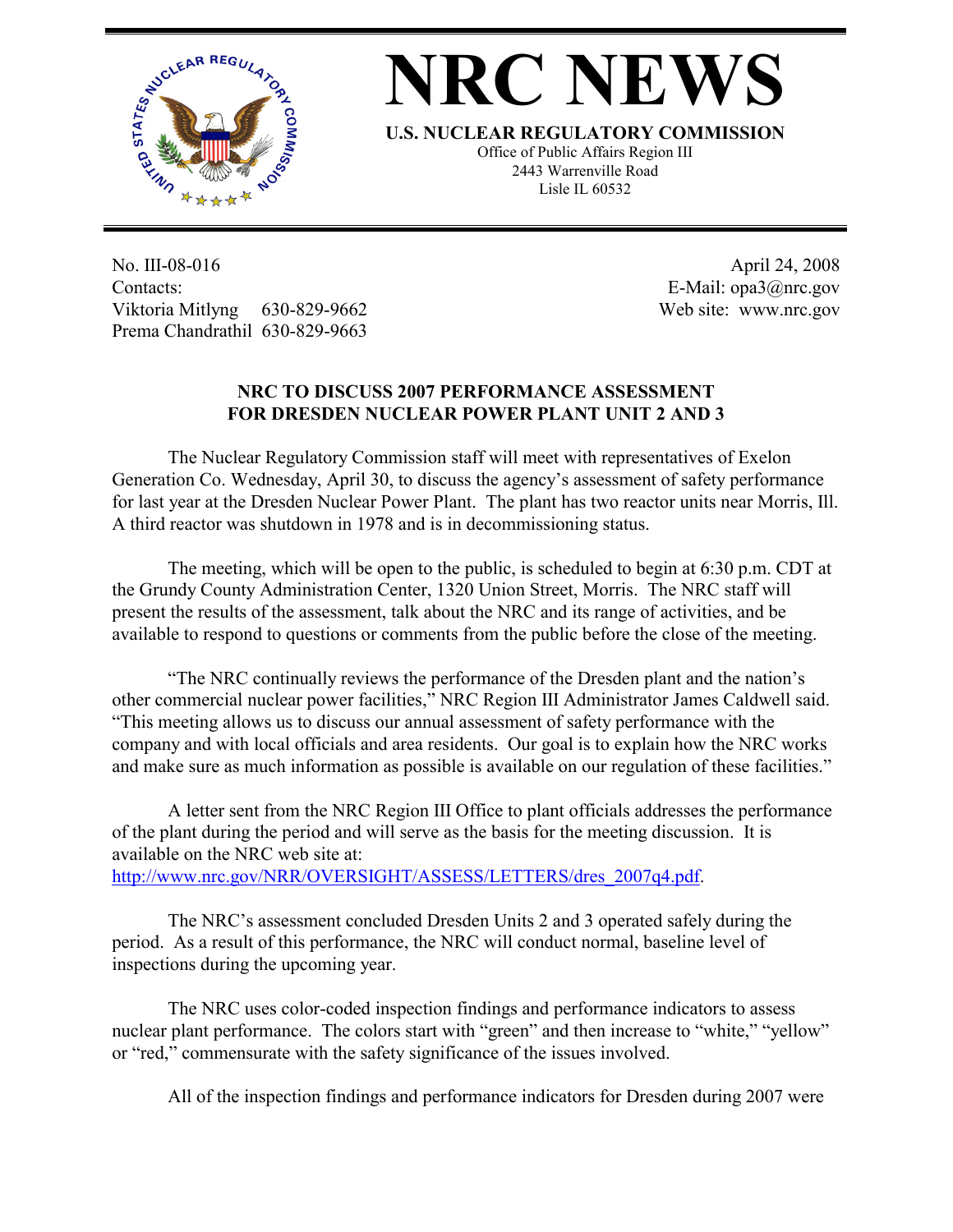# NRC NEWS

**U.S. NUCLEAR REGULATORY COMMISSION**

Office of Public Affairs Region III
2443 Warrenville Road
Lisle IL 60532

No. III-08-016
Contacts:
Viktoria Mitlyng 630-829-9662
Prema Chandrathil 630-829-9663

April 24, 2008
E-Mail: opa3@nrc.gov
Web site: www.nrc.gov

## NRC TO DISCUSS 2007 PERFORMANCE ASSESSMENT FOR DRESDEN NUCLEAR POWER PLANT UNIT 2 AND 3

The Nuclear Regulatory Commission staff will meet with representatives of Exelon Generation Co. Wednesday, April 30, to discuss the agency's assessment of safety performance for last year at the Dresden Nuclear Power Plant. The plant has two reactor units near Morris, Ill. A third reactor was shutdown in 1978 and is in decommissioning status.

The meeting, which will be open to the public, is scheduled to begin at 6:30 p.m. CDT at the Grundy County Administration Center, 1320 Union Street, Morris. The NRC staff will present the results of the assessment, talk about the NRC and its range of activities, and be available to respond to questions or comments from the public before the close of the meeting.

"The NRC continually reviews the performance of the Dresden plant and the nation's other commercial nuclear power facilities," NRC Region III Administrator James Caldwell said. "This meeting allows us to discuss our annual assessment of safety performance with the company and with local officials and area residents. Our goal is to explain how the NRC works and make sure as much information as possible is available on our regulation of these facilities."

A letter sent from the NRC Region III Office to plant officials addresses the performance of the plant during the period and will serve as the basis for the meeting discussion. It is available on the NRC web site at:
http://www.nrc.gov/NRR/OVERSIGHT/ASSESS/LETTERS/dres_2007q4.pdf.

The NRC's assessment concluded Dresden Units 2 and 3 operated safely during the period. As a result of this performance, the NRC will conduct normal, baseline level of inspections during the upcoming year.

The NRC uses color-coded inspection findings and performance indicators to assess nuclear plant performance. The colors start with "green" and then increase to "white," "yellow" or "red," commensurate with the safety significance of the issues involved.

All of the inspection findings and performance indicators for Dresden during 2007 were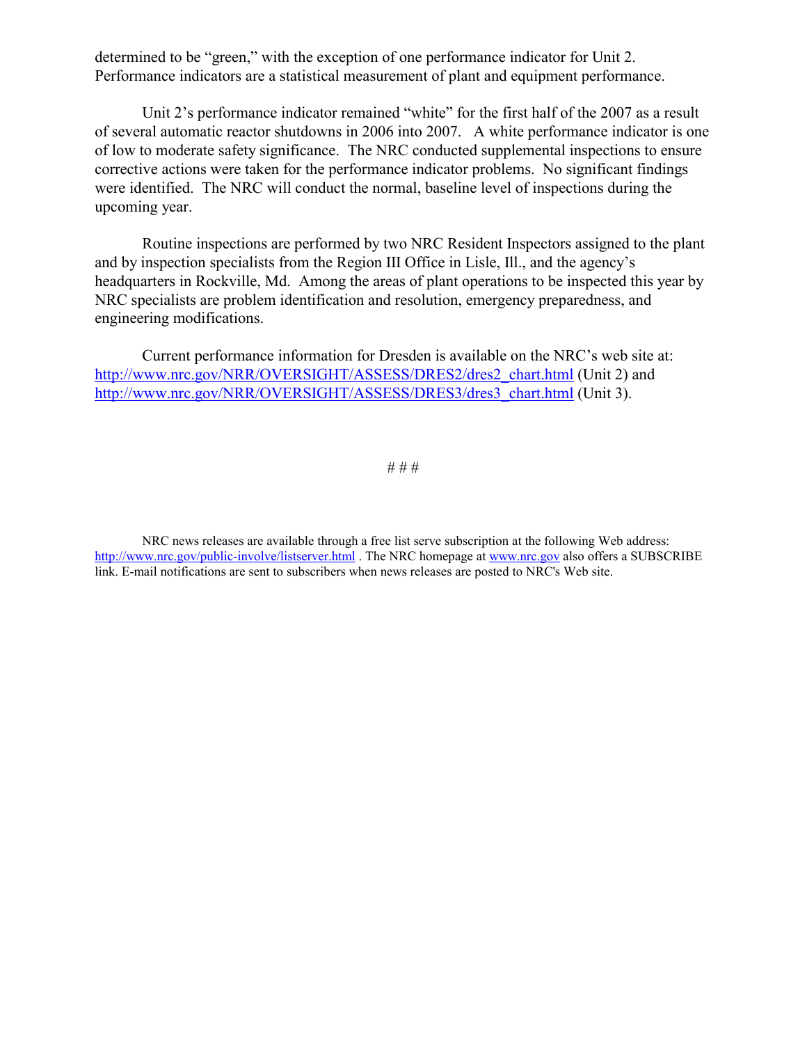determined to be "green," with the exception of one performance indicator for Unit 2. Performance indicators are a statistical measurement of plant and equipment performance.

Unit 2's performance indicator remained "white" for the first half of the 2007 as a result of several automatic reactor shutdowns in 2006 into 2007. A white performance indicator is one of low to moderate safety significance. The NRC conducted supplemental inspections to ensure corrective actions were taken for the performance indicator problems. No significant findings were identified. The NRC will conduct the normal, baseline level of inspections during the upcoming year.

Routine inspections are performed by two NRC Resident Inspectors assigned to the plant and by inspection specialists from the Region III Office in Lisle, Ill., and the agency's headquarters in Rockville, Md. Among the areas of plant operations to be inspected this year by NRC specialists are problem identification and resolution, emergency preparedness, and engineering modifications.

Current performance information for Dresden is available on the NRC's web site at: http://www.nrc.gov/NRR/OVERSIGHT/ASSESS/DRES2/dres2_chart.html (Unit 2) and http://www.nrc.gov/NRR/OVERSIGHT/ASSESS/DRES3/dres3_chart.html (Unit 3).

# # #

NRC news releases are available through a free list serve subscription at the following Web address: http://www.nrc.gov/public-involve/listserver.html . The NRC homepage at www.nrc.gov also offers a SUBSCRIBE link. E-mail notifications are sent to subscribers when news releases are posted to NRC's Web site.